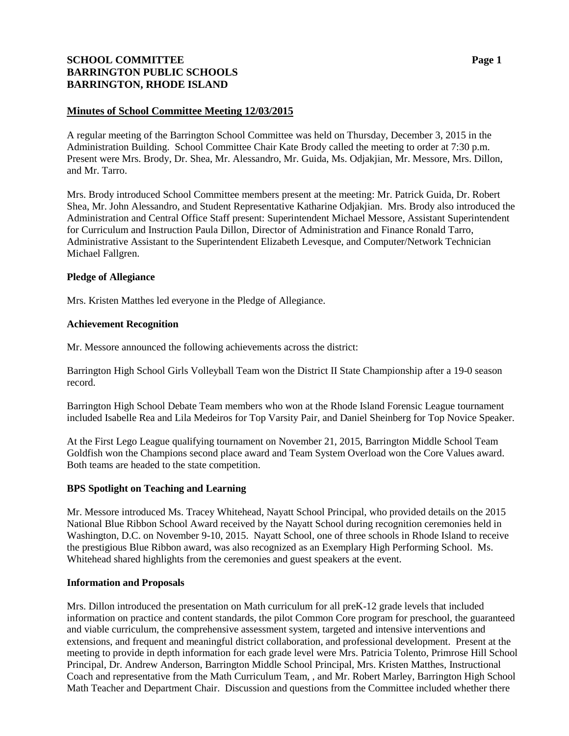**SCHOOL COMMITTEE**
**BARRINGTON PUBLIC SCHOOLS**
**BARRINGTON, RHODE ISLAND**

**Minutes of School Committee Meeting 12/03/2015**

A regular meeting of the Barrington School Committee was held on Thursday, December 3, 2015 in the Administration Building. School Committee Chair Kate Brody called the meeting to order at 7:30 p.m. Present were Mrs. Brody, Dr. Shea, Mr. Alessandro, Mr. Guida, Ms. Odjakjian, Mr. Messore, Mrs. Dillon, and Mr. Tarro.

Mrs. Brody introduced School Committee members present at the meeting: Mr. Patrick Guida, Dr. Robert Shea, Mr. John Alessandro, and Student Representative Katharine Odjakjian. Mrs. Brody also introduced the Administration and Central Office Staff present: Superintendent Michael Messore, Assistant Superintendent for Curriculum and Instruction Paula Dillon, Director of Administration and Finance Ronald Tarro, Administrative Assistant to the Superintendent Elizabeth Levesque, and Computer/Network Technician Michael Fallgren.

**Pledge of Allegiance**

Mrs. Kristen Matthes led everyone in the Pledge of Allegiance.

**Achievement Recognition**

Mr. Messore announced the following achievements across the district:

Barrington High School Girls Volleyball Team won the District II State Championship after a 19-0 season record.

Barrington High School Debate Team members who won at the Rhode Island Forensic League tournament included Isabelle Rea and Lila Medeiros for Top Varsity Pair, and Daniel Sheinberg for Top Novice Speaker.

At the First Lego League qualifying tournament on November 21, 2015, Barrington Middle School Team Goldfish won the Champions second place award and Team System Overload won the Core Values award. Both teams are headed to the state competition.

**BPS Spotlight on Teaching and Learning**

Mr. Messore introduced Ms. Tracey Whitehead, Nayatt School Principal, who provided details on the 2015 National Blue Ribbon School Award received by the Nayatt School during recognition ceremonies held in Washington, D.C. on November 9-10, 2015. Nayatt School, one of three schools in Rhode Island to receive the prestigious Blue Ribbon award, was also recognized as an Exemplary High Performing School. Ms. Whitehead shared highlights from the ceremonies and guest speakers at the event.

**Information and Proposals**

Mrs. Dillon introduced the presentation on Math curriculum for all preK-12 grade levels that included information on practice and content standards, the pilot Common Core program for preschool, the guaranteed and viable curriculum, the comprehensive assessment system, targeted and intensive interventions and extensions, and frequent and meaningful district collaboration, and professional development. Present at the meeting to provide in depth information for each grade level were Mrs. Patricia Tolento, Primrose Hill School Principal, Dr. Andrew Anderson, Barrington Middle School Principal, Mrs. Kristen Matthes, Instructional Coach and representative from the Math Curriculum Team, , and Mr. Robert Marley, Barrington High School Math Teacher and Department Chair. Discussion and questions from the Committee included whether there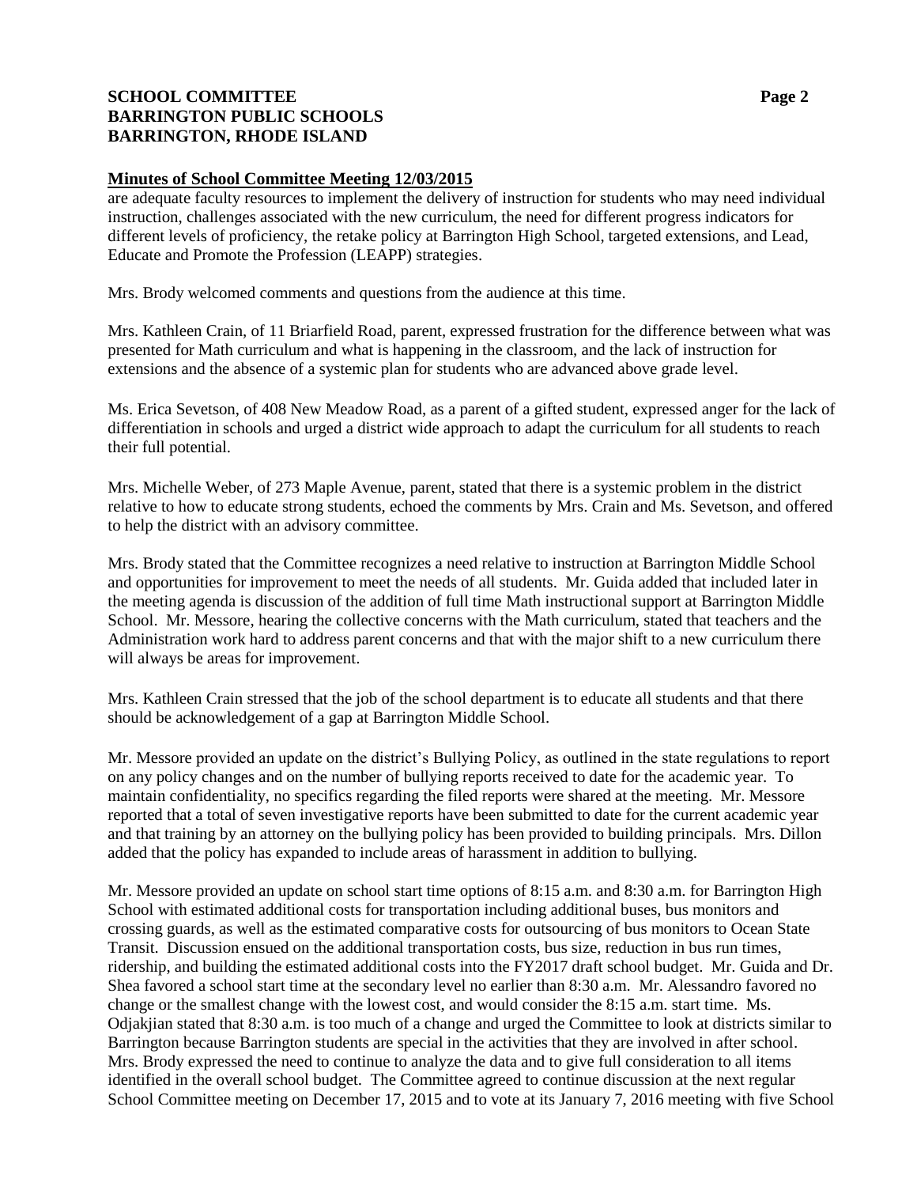## Minutes of School Committee Meeting 12/03/2015

are adequate faculty resources to implement the delivery of instruction for students who may need individual instruction, challenges associated with the new curriculum, the need for different progress indicators for different levels of proficiency, the retake policy at Barrington High School, targeted extensions, and Lead, Educate and Promote the Profession (LEAPP) strategies.

Mrs. Brody welcomed comments and questions from the audience at this time.

Mrs. Kathleen Crain, of 11 Briarfield Road, parent, expressed frustration for the difference between what was presented for Math curriculum and what is happening in the classroom, and the lack of instruction for extensions and the absence of a systemic plan for students who are advanced above grade level.

Ms. Erica Sevetson, of 408 New Meadow Road, as a parent of a gifted student, expressed anger for the lack of differentiation in schools and urged a district wide approach to adapt the curriculum for all students to reach their full potential.

Mrs. Michelle Weber, of 273 Maple Avenue, parent, stated that there is a systemic problem in the district relative to how to educate strong students, echoed the comments by Mrs. Crain and Ms. Sevetson, and offered to help the district with an advisory committee.

Mrs. Brody stated that the Committee recognizes a need relative to instruction at Barrington Middle School and opportunities for improvement to meet the needs of all students. Mr. Guida added that included later in the meeting agenda is discussion of the addition of full time Math instructional support at Barrington Middle School. Mr. Messore, hearing the collective concerns with the Math curriculum, stated that teachers and the Administration work hard to address parent concerns and that with the major shift to a new curriculum there will always be areas for improvement.

Mrs. Kathleen Crain stressed that the job of the school department is to educate all students and that there should be acknowledgement of a gap at Barrington Middle School.

Mr. Messore provided an update on the district's Bullying Policy, as outlined in the state regulations to report on any policy changes and on the number of bullying reports received to date for the academic year. To maintain confidentiality, no specifics regarding the filed reports were shared at the meeting. Mr. Messore reported that a total of seven investigative reports have been submitted to date for the current academic year and that training by an attorney on the bullying policy has been provided to building principals. Mrs. Dillon added that the policy has expanded to include areas of harassment in addition to bullying.

Mr. Messore provided an update on school start time options of 8:15 a.m. and 8:30 a.m. for Barrington High School with estimated additional costs for transportation including additional buses, bus monitors and crossing guards, as well as the estimated comparative costs for outsourcing of bus monitors to Ocean State Transit. Discussion ensued on the additional transportation costs, bus size, reduction in bus run times, ridership, and building the estimated additional costs into the FY2017 draft school budget. Mr. Guida and Dr. Shea favored a school start time at the secondary level no earlier than 8:30 a.m. Mr. Alessandro favored no change or the smallest change with the lowest cost, and would consider the 8:15 a.m. start time. Ms. Odjakjian stated that 8:30 a.m. is too much of a change and urged the Committee to look at districts similar to Barrington because Barrington students are special in the activities that they are involved in after school. Mrs. Brody expressed the need to continue to analyze the data and to give full consideration to all items identified in the overall school budget. The Committee agreed to continue discussion at the next regular School Committee meeting on December 17, 2015 and to vote at its January 7, 2016 meeting with five School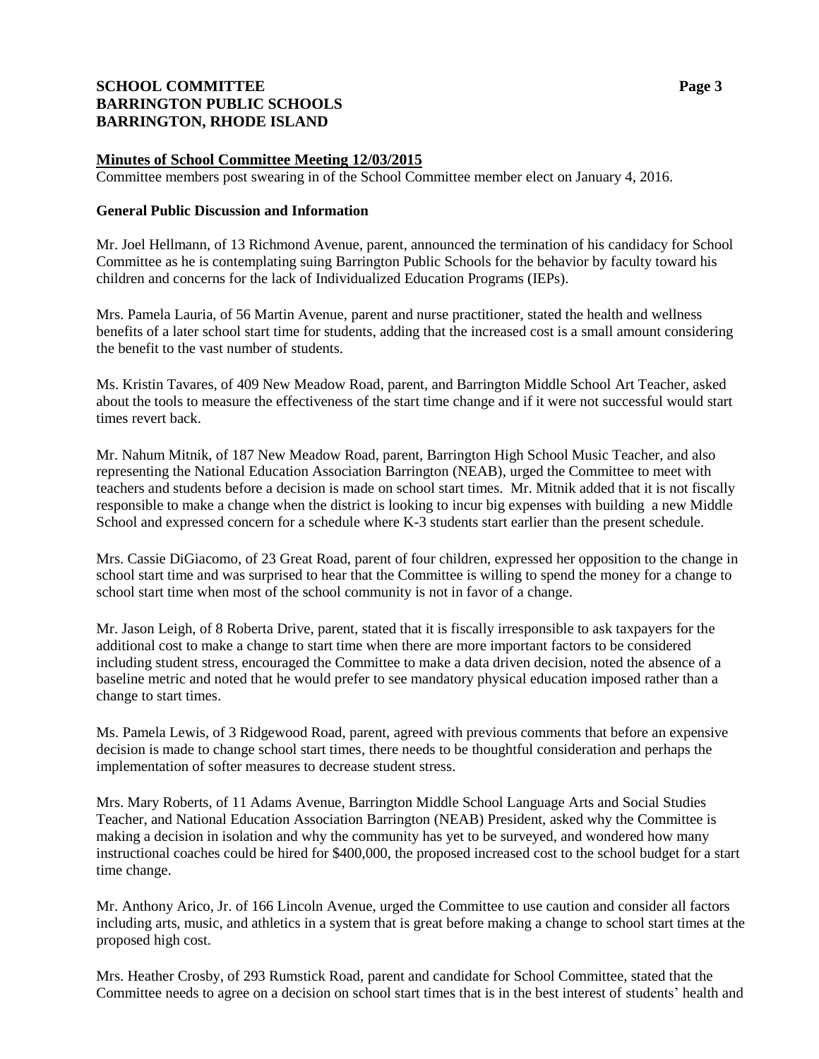**Minutes of School Committee Meeting 12/03/2015**

Committee members post swearing in of the School Committee member elect on January 4, 2016.

**General Public Discussion and Information**

Mr. Joel Hellmann, of 13 Richmond Avenue, parent, announced the termination of his candidacy for School Committee as he is contemplating suing Barrington Public Schools for the behavior by faculty toward his children and concerns for the lack of Individualized Education Programs (IEPs).

Mrs. Pamela Lauria, of 56 Martin Avenue, parent and nurse practitioner, stated the health and wellness benefits of a later school start time for students, adding that the increased cost is a small amount considering the benefit to the vast number of students.

Ms. Kristin Tavares, of 409 New Meadow Road, parent, and Barrington Middle School Art Teacher, asked about the tools to measure the effectiveness of the start time change and if it were not successful would start times revert back.

Mr. Nahum Mitnik, of 187 New Meadow Road, parent, Barrington High School Music Teacher, and also representing the National Education Association Barrington (NEAB), urged the Committee to meet with teachers and students before a decision is made on school start times. Mr. Mitnik added that it is not fiscally responsible to make a change when the district is looking to incur big expenses with building a new Middle School and expressed concern for a schedule where K-3 students start earlier than the present schedule.

Mrs. Cassie DiGiacomo, of 23 Great Road, parent of four children, expressed her opposition to the change in school start time and was surprised to hear that the Committee is willing to spend the money for a change to school start time when most of the school community is not in favor of a change.

Mr. Jason Leigh, of 8 Roberta Drive, parent, stated that it is fiscally irresponsible to ask taxpayers for the additional cost to make a change to start time when there are more important factors to be considered including student stress, encouraged the Committee to make a data driven decision, noted the absence of a baseline metric and noted that he would prefer to see mandatory physical education imposed rather than a change to start times.

Ms. Pamela Lewis, of 3 Ridgewood Road, parent, agreed with previous comments that before an expensive decision is made to change school start times, there needs to be thoughtful consideration and perhaps the implementation of softer measures to decrease student stress.

Mrs. Mary Roberts, of 11 Adams Avenue, Barrington Middle School Language Arts and Social Studies Teacher, and National Education Association Barrington (NEAB) President, asked why the Committee is making a decision in isolation and why the community has yet to be surveyed, and wondered how many instructional coaches could be hired for $400,000, the proposed increased cost to the school budget for a start time change.

Mr. Anthony Arico, Jr. of 166 Lincoln Avenue, urged the Committee to use caution and consider all factors including arts, music, and athletics in a system that is great before making a change to school start times at the proposed high cost.

Mrs. Heather Crosby, of 293 Rumstick Road, parent and candidate for School Committee, stated that the Committee needs to agree on a decision on school start times that is in the best interest of students' health and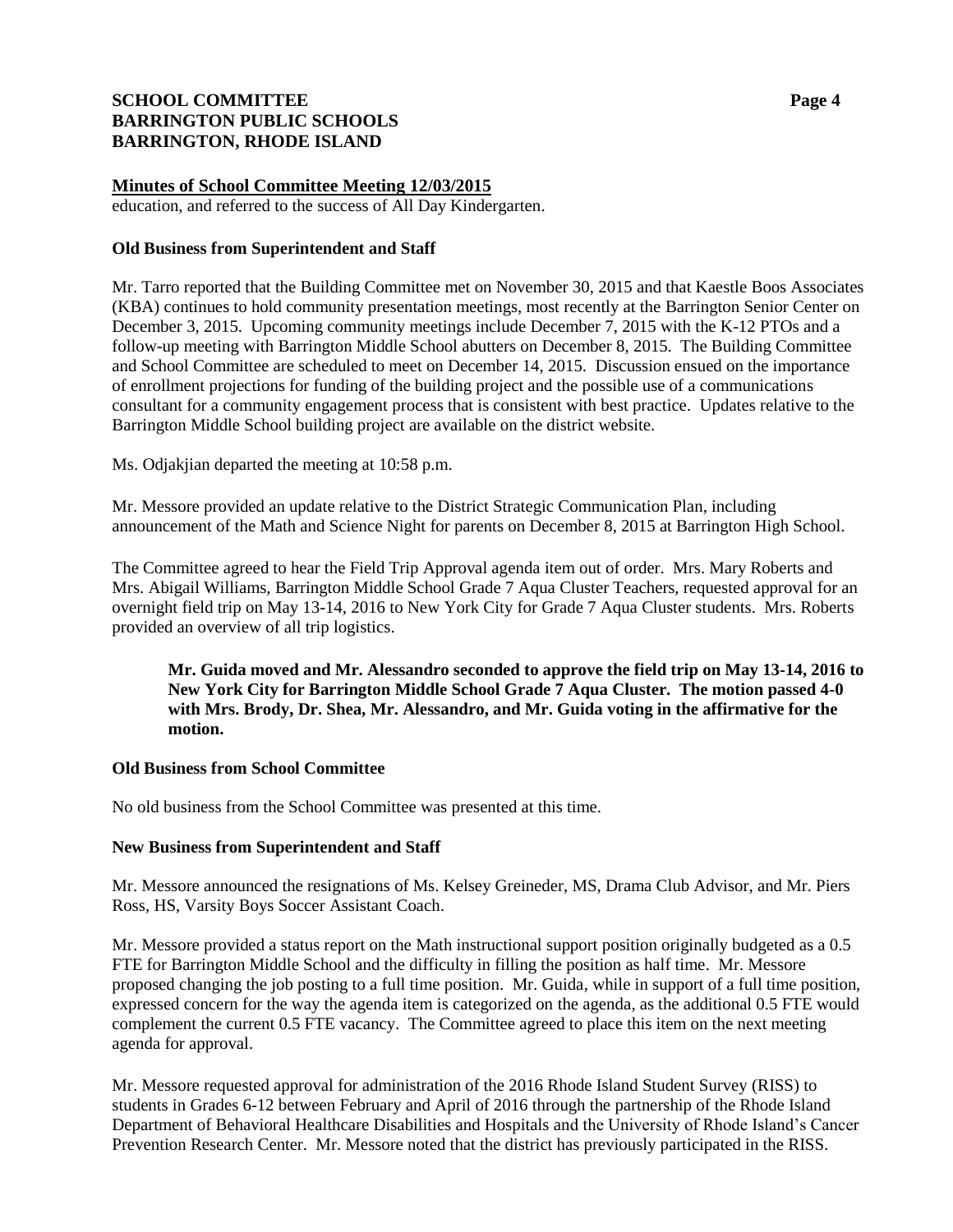**Minutes of School Committee Meeting 12/03/2015**

education, and referred to the success of All Day Kindergarten.

**Old Business from Superintendent and Staff**

Mr. Tarro reported that the Building Committee met on November 30, 2015 and that Kaestle Boos Associates (KBA) continues to hold community presentation meetings, most recently at the Barrington Senior Center on December 3, 2015. Upcoming community meetings include December 7, 2015 with the K-12 PTOs and a follow-up meeting with Barrington Middle School abutters on December 8, 2015. The Building Committee and School Committee are scheduled to meet on December 14, 2015. Discussion ensued on the importance of enrollment projections for funding of the building project and the possible use of a communications consultant for a community engagement process that is consistent with best practice. Updates relative to the Barrington Middle School building project are available on the district website.

Ms. Odjakjian departed the meeting at 10:58 p.m.

Mr. Messore provided an update relative to the District Strategic Communication Plan, including announcement of the Math and Science Night for parents on December 8, 2015 at Barrington High School.

The Committee agreed to hear the Field Trip Approval agenda item out of order. Mrs. Mary Roberts and Mrs. Abigail Williams, Barrington Middle School Grade 7 Aqua Cluster Teachers, requested approval for an overnight field trip on May 13-14, 2016 to New York City for Grade 7 Aqua Cluster students. Mrs. Roberts provided an overview of all trip logistics.

> **Mr. Guida moved and Mr. Alessandro seconded to approve the field trip on May 13-14, 2016 to New York City for Barrington Middle School Grade 7 Aqua Cluster. The motion passed 4-0 with Mrs. Brody, Dr. Shea, Mr. Alessandro, and Mr. Guida voting in the affirmative for the motion.**

**Old Business from School Committee**

No old business from the School Committee was presented at this time.

**New Business from Superintendent and Staff**

Mr. Messore announced the resignations of Ms. Kelsey Greineder, MS, Drama Club Advisor, and Mr. Piers Ross, HS, Varsity Boys Soccer Assistant Coach.

Mr. Messore provided a status report on the Math instructional support position originally budgeted as a 0.5 FTE for Barrington Middle School and the difficulty in filling the position as half time. Mr. Messore proposed changing the job posting to a full time position. Mr. Guida, while in support of a full time position, expressed concern for the way the agenda item is categorized on the agenda, as the additional 0.5 FTE would complement the current 0.5 FTE vacancy. The Committee agreed to place this item on the next meeting agenda for approval.

Mr. Messore requested approval for administration of the 2016 Rhode Island Student Survey (RISS) to students in Grades 6-12 between February and April of 2016 through the partnership of the Rhode Island Department of Behavioral Healthcare Disabilities and Hospitals and the University of Rhode Island's Cancer Prevention Research Center. Mr. Messore noted that the district has previously participated in the RISS.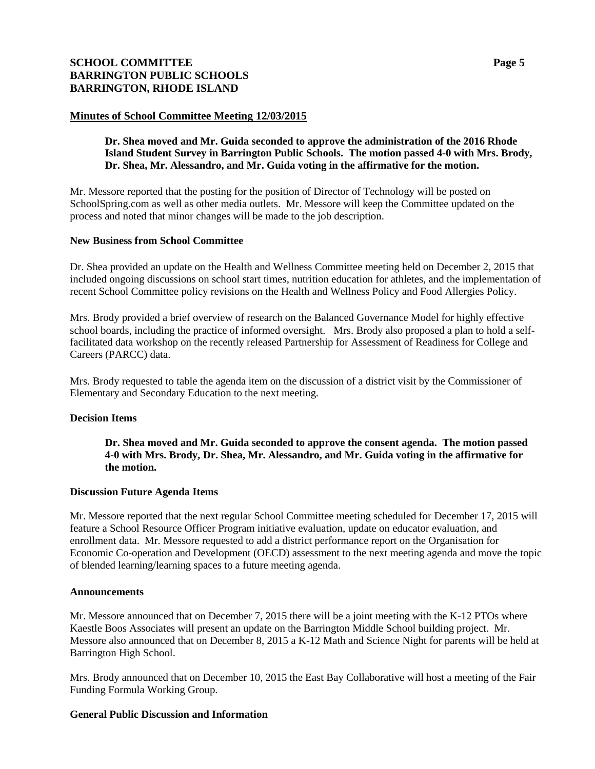**Minutes of School Committee Meeting 12/03/2015**

> **Dr. Shea moved and Mr. Guida seconded to approve the administration of the 2016 Rhode Island Student Survey in Barrington Public Schools. The motion passed 4-0 with Mrs. Brody, Dr. Shea, Mr. Alessandro, and Mr. Guida voting in the affirmative for the motion.**

Mr. Messore reported that the posting for the position of Director of Technology will be posted on SchoolSpring.com as well as other media outlets. Mr. Messore will keep the Committee updated on the process and noted that minor changes will be made to the job description.

**New Business from School Committee**

Dr. Shea provided an update on the Health and Wellness Committee meeting held on December 2, 2015 that included ongoing discussions on school start times, nutrition education for athletes, and the implementation of recent School Committee policy revisions on the Health and Wellness Policy and Food Allergies Policy.

Mrs. Brody provided a brief overview of research on the Balanced Governance Model for highly effective school boards, including the practice of informed oversight. Mrs. Brody also proposed a plan to hold a self-facilitated data workshop on the recently released Partnership for Assessment of Readiness for College and Careers (PARCC) data.

Mrs. Brody requested to table the agenda item on the discussion of a district visit by the Commissioner of Elementary and Secondary Education to the next meeting.

**Decision Items**

> **Dr. Shea moved and Mr. Guida seconded to approve the consent agenda. The motion passed 4-0 with Mrs. Brody, Dr. Shea, Mr. Alessandro, and Mr. Guida voting in the affirmative for the motion.**

**Discussion Future Agenda Items**

Mr. Messore reported that the next regular School Committee meeting scheduled for December 17, 2015 will feature a School Resource Officer Program initiative evaluation, update on educator evaluation, and enrollment data. Mr. Messore requested to add a district performance report on the Organisation for Economic Co-operation and Development (OECD) assessment to the next meeting agenda and move the topic of blended learning/learning spaces to a future meeting agenda.

**Announcements**

Mr. Messore announced that on December 7, 2015 there will be a joint meeting with the K-12 PTOs where Kaestle Boos Associates will present an update on the Barrington Middle School building project. Mr. Messore also announced that on December 8, 2015 a K-12 Math and Science Night for parents will be held at Barrington High School.

Mrs. Brody announced that on December 10, 2015 the East Bay Collaborative will host a meeting of the Fair Funding Formula Working Group.

**General Public Discussion and Information**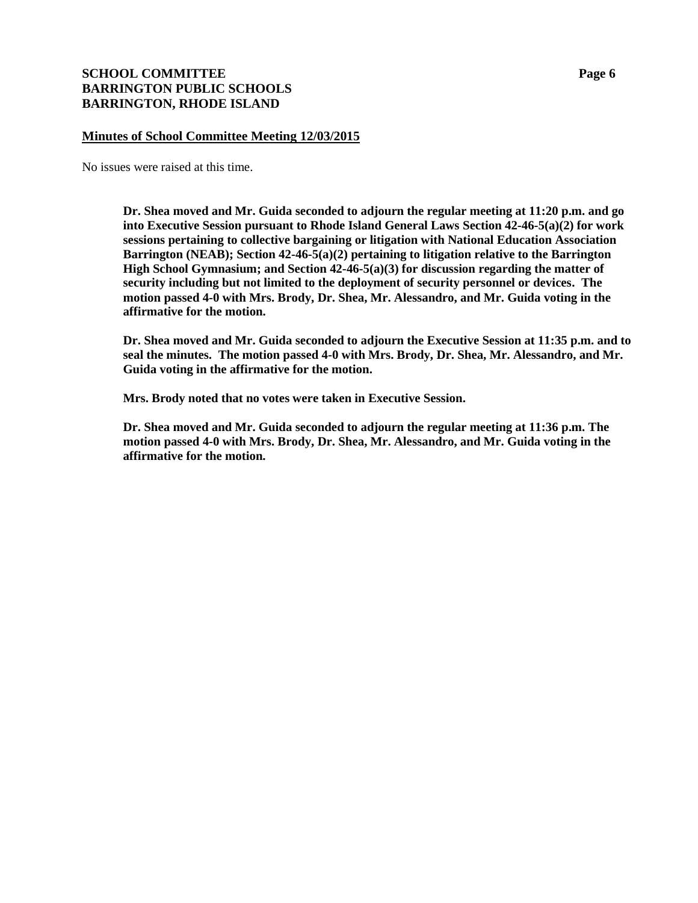**Minutes of School Committee Meeting 12/03/2015**

No issues were raised at this time.

**Dr. Shea moved and Mr. Guida seconded to adjourn the regular meeting at 11:20 p.m. and go into Executive Session pursuant to Rhode Island General Laws Section 42-46-5(a)(2) for work sessions pertaining to collective bargaining or litigation with National Education Association Barrington (NEAB); Section 42-46-5(a)(2) pertaining to litigation relative to the Barrington High School Gymnasium; and Section 42-46-5(a)(3) for discussion regarding the matter of security including but not limited to the deployment of security personnel or devices. The motion passed 4-0 with Mrs. Brody, Dr. Shea, Mr. Alessandro, and Mr. Guida voting in the affirmative for the motion.**

**Dr. Shea moved and Mr. Guida seconded to adjourn the Executive Session at 11:35 p.m. and to seal the minutes. The motion passed 4-0 with Mrs. Brody, Dr. Shea, Mr. Alessandro, and Mr. Guida voting in the affirmative for the motion.**

**Mrs. Brody noted that no votes were taken in Executive Session.**

**Dr. Shea moved and Mr. Guida seconded to adjourn the regular meeting at 11:36 p.m. The motion passed 4-0 with Mrs. Brody, Dr. Shea, Mr. Alessandro, and Mr. Guida voting in the affirmative for the motion.**